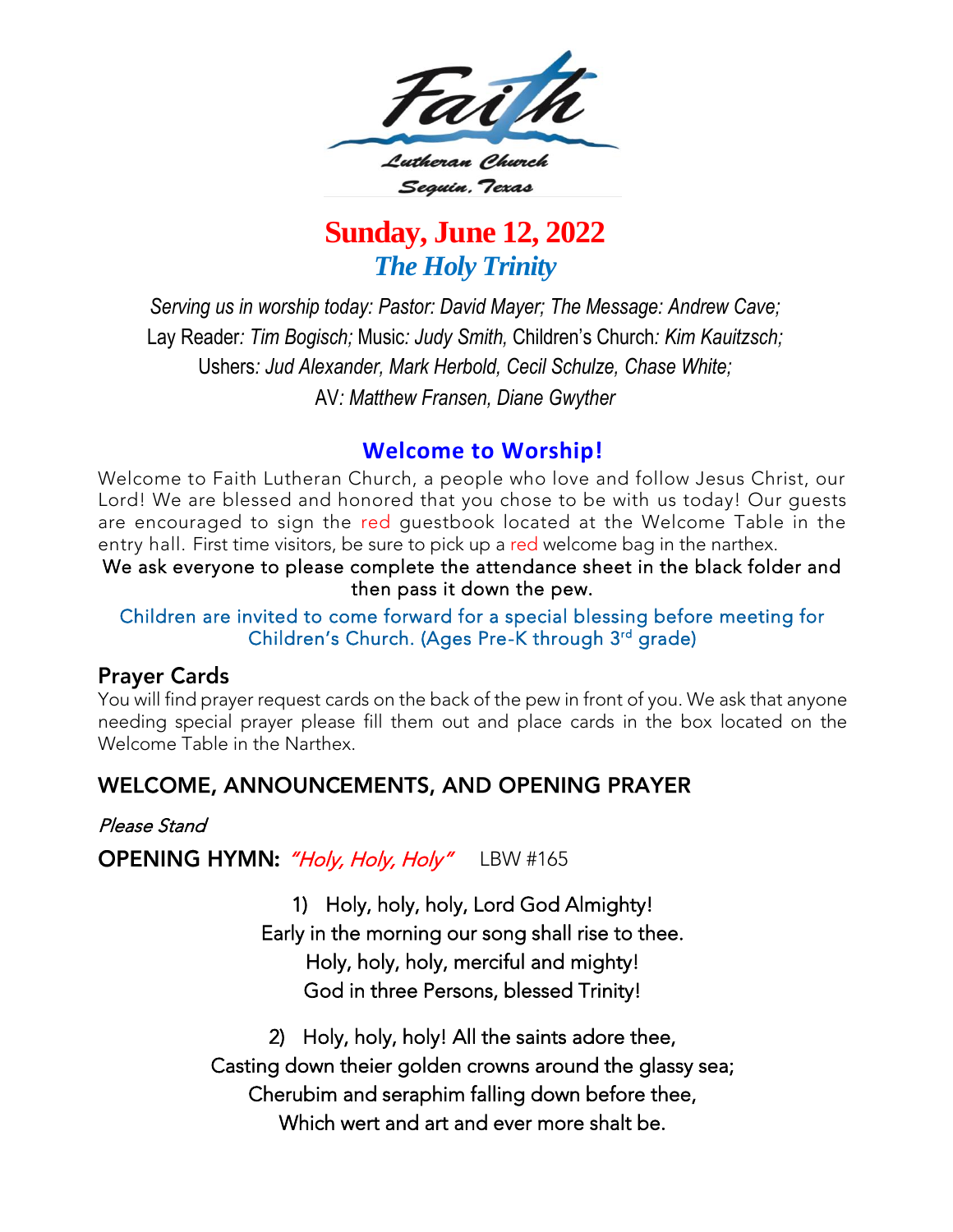Faith Lutheran Church
Seguin, Texas

# Sunday, June 12, 2022

## *The Holy Trinity*

*Serving us in worship today: Pastor: David Mayer; The Message: Andrew Cave;*
Lay Reader*: Tim Bogisch;* Music*: Judy Smith,* Children's Church*: Kim Kauitzsch;*
Ushers*: Jud Alexander, Mark Herbold, Cecil Schulze, Chase White;*
AV*: Matthew Fransen, Diane Gwyther*

## Welcome to Worship!

Welcome to Faith Lutheran Church, a people who love and follow Jesus Christ, our Lord! We are blessed and honored that you chose to be with us today! Our guests are encouraged to sign the red guestbook located at the Welcome Table in the entry hall. First time visitors, be sure to pick up a red welcome bag in the narthex.

We ask everyone to please complete the attendance sheet in the black folder and then pass it down the pew.

Children are invited to come forward for a special blessing before meeting for Children's Church. (Ages Pre-K through 3rd grade)

### Prayer Cards

You will find prayer request cards on the back of the pew in front of you. We ask that anyone needing special prayer please fill them out and place cards in the box located on the Welcome Table in the Narthex.

### WELCOME, ANNOUNCEMENTS, AND OPENING PRAYER

*Please Stand*

**OPENING HYMN:** *"Holy, Holy, Holy"* LBW #165

1) Holy, holy, holy, Lord God Almighty!
Early in the morning our song shall rise to thee.
Holy, holy, holy, merciful and mighty!
God in three Persons, blessed Trinity!

2) Holy, holy, holy! All the saints adore thee,
Casting down theier golden crowns around the glassy sea;
Cherubim and seraphim falling down before thee,
Which wert and art and ever more shalt be.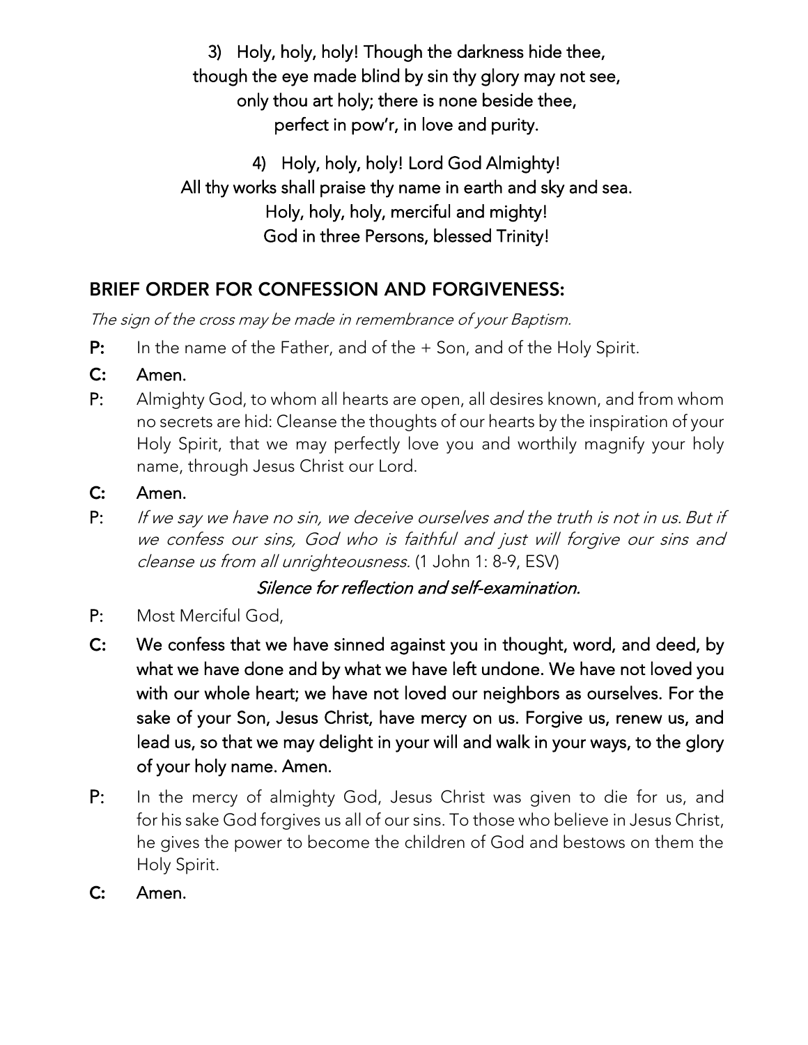3) Holy, holy, holy! Though the darkness hide thee,
though the eye made blind by sin thy glory may not see,
only thou art holy; there is none beside thee,
perfect in pow'r, in love and purity.

4) Holy, holy, holy! Lord God Almighty!
All thy works shall praise thy name in earth and sky and sea.
Holy, holy, holy, merciful and mighty!
God in three Persons, blessed Trinity!

## BRIEF ORDER FOR CONFESSION AND FORGIVENESS:

*The sign of the cross may be made in remembrance of your Baptism.*

**P:** In the name of the Father, and of the + Son, and of the Holy Spirit.

**C: Amen.**

**P:** Almighty God, to whom all hearts are open, all desires known, and from whom no secrets are hid: Cleanse the thoughts of our hearts by the inspiration of your Holy Spirit, that we may perfectly love you and worthily magnify your holy name, through Jesus Christ our Lord.

**C: Amen.**

**P:** *If we say we have no sin, we deceive ourselves and the truth is not in us. But if we confess our sins, God who is faithful and just will forgive our sins and cleanse us from all unrighteousness.* (1 John 1: 8-9, ESV)

*Silence for reflection and self-examination.*

**P:** Most Merciful God,

**C: We confess that we have sinned against you in thought, word, and deed, by what we have done and by what we have left undone. We have not loved you with our whole heart; we have not loved our neighbors as ourselves. For the sake of your Son, Jesus Christ, have mercy on us. Forgive us, renew us, and lead us, so that we may delight in your will and walk in your ways, to the glory of your holy name. Amen.**

**P:** In the mercy of almighty God, Jesus Christ was given to die for us, and for his sake God forgives us all of our sins. To those who believe in Jesus Christ, he gives the power to become the children of God and bestows on them the Holy Spirit.

**C: Amen.**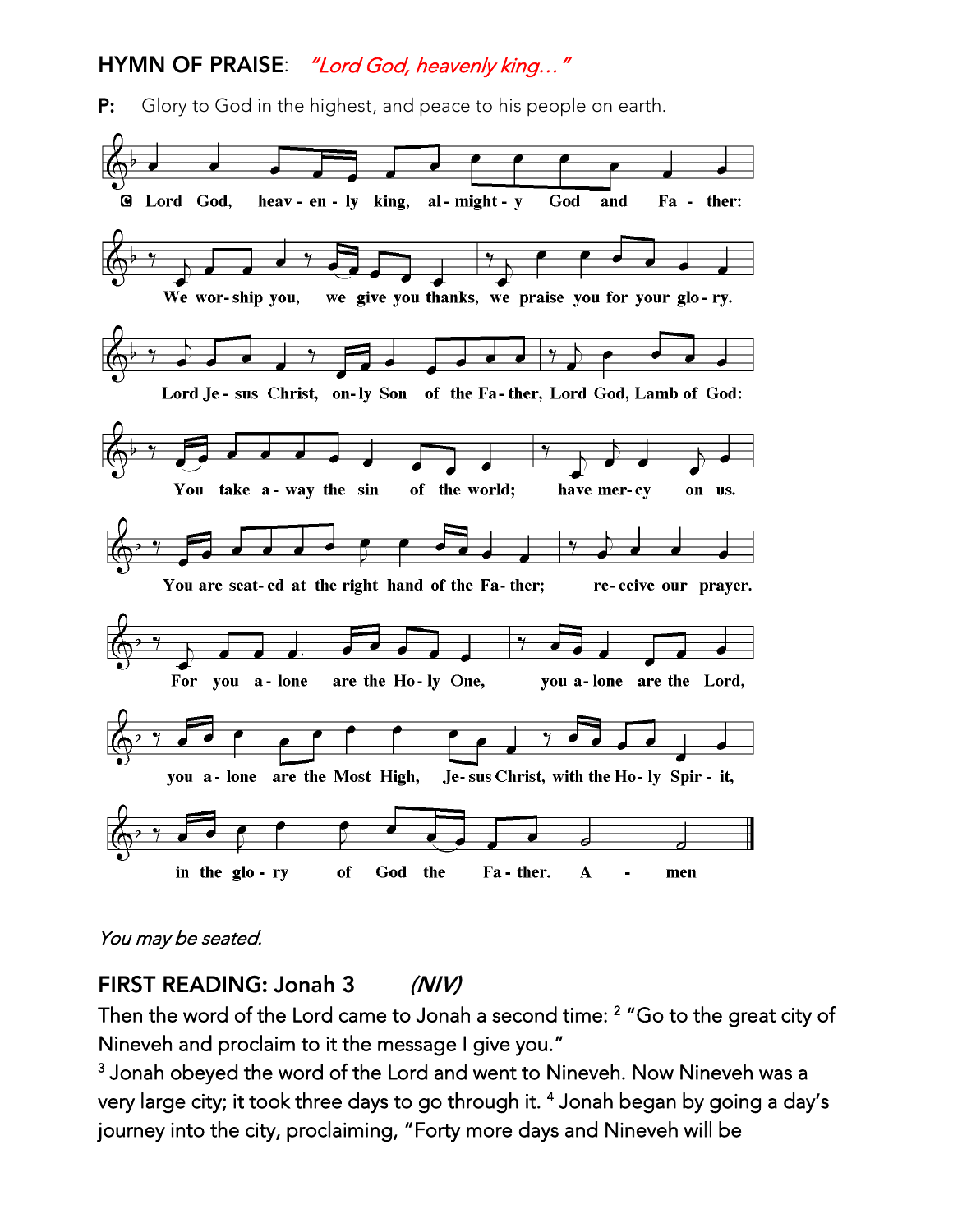## HYMN OF PRAISE: *"Lord God, heavenly king…"*

**P:** Glory to God in the highest, and peace to his people on earth.

**C** Lord God, heav - en - ly king, al - might - y God and Fa - ther:

We wor - ship you, we give you thanks, we praise you for your glo - ry.

Lord Je - sus Christ, on - ly Son of the Fa - ther, Lord God, Lamb of God:

You take a - way the sin of the world; have mer - cy on us.

You are seat - ed at the right hand of the Fa - ther; re - ceive our prayer.

For you a - lone are the Ho - ly One, you a - lone are the Lord,

you a - lone are the Most High, Je - sus Christ, with the Ho - ly Spir - it,

in the glo - ry of God the Fa - ther. A - men

*You may be seated.*

## FIRST READING: Jonah 3 *(NIV)*

Then the word of the Lord came to Jonah a second time: [2] "Go to the great city of Nineveh and proclaim to it the message I give you."

[3] Jonah obeyed the word of the Lord and went to Nineveh. Now Nineveh was a very large city; it took three days to go through it. [4] Jonah began by going a day's journey into the city, proclaiming, "Forty more days and Nineveh will be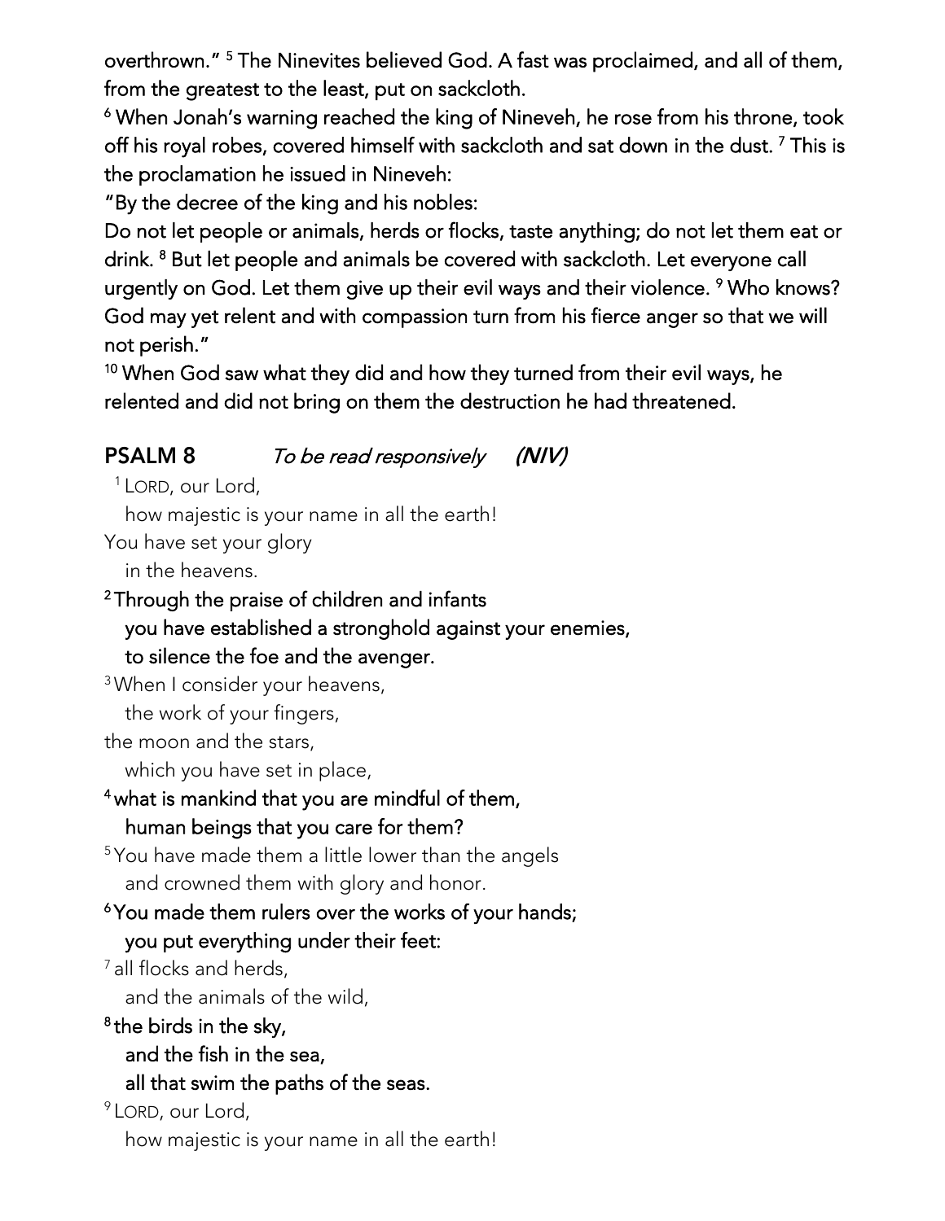overthrown." [5] The Ninevites believed God. A fast was proclaimed, and all of them, from the greatest to the least, put on sackcloth.

[6] When Jonah's warning reached the king of Nineveh, he rose from his throne, took off his royal robes, covered himself with sackcloth and sat down in the dust. [7] This is the proclamation he issued in Nineveh:

"By the decree of the king and his nobles:

Do not let people or animals, herds or flocks, taste anything; do not let them eat or drink. [8] But let people and animals be covered with sackcloth. Let everyone call urgently on God. Let them give up their evil ways and their violence. [9] Who knows? God may yet relent and with compassion turn from his fierce anger so that we will not perish."

[10] When God saw what they did and how they turned from their evil ways, he relented and did not bring on them the destruction he had threatened.

## PSALM 8 *To be read responsively* *(NIV)*

[1] LORD, our Lord,
how majestic is your name in all the earth!
You have set your glory
in the heavens.

**[2] Through the praise of children and infants**
**you have established a stronghold against your enemies,**
**to silence the foe and the avenger.**

[3] When I consider your heavens,
the work of your fingers,
the moon and the stars,
which you have set in place,

**[4] what is mankind that you are mindful of them,**
**human beings that you care for them?**

[5] You have made them a little lower than the angels
and crowned them with glory and honor.

**[6] You made them rulers over the works of your hands;**
**you put everything under their feet:**

[7] all flocks and herds,
and the animals of the wild,

**[8] the birds in the sky,**
**and the fish in the sea,**
**all that swim the paths of the seas.**

[9] LORD, our Lord,
how majestic is your name in all the earth!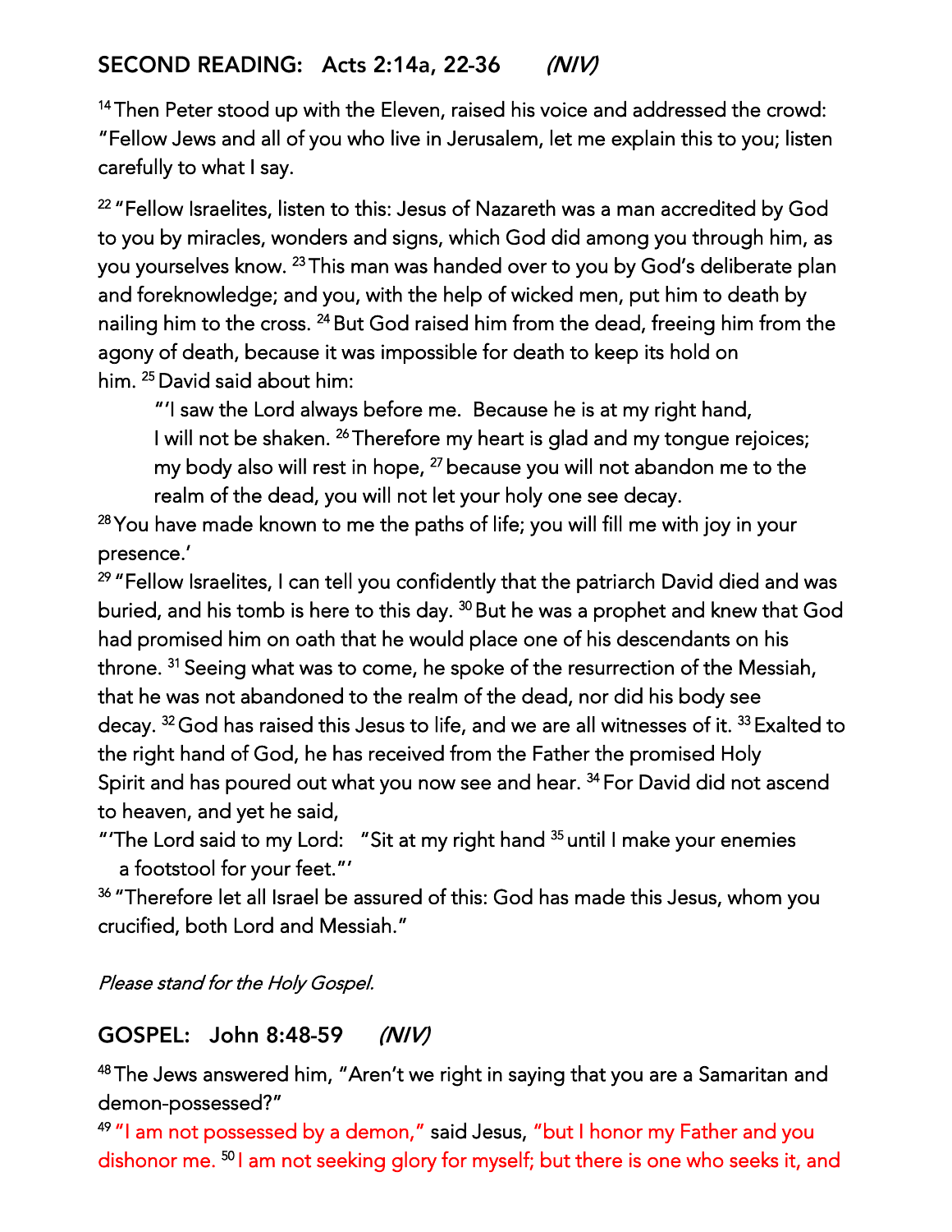## SECOND READING: Acts 2:14a, 22-36 *(NIV)*

[14] Then Peter stood up with the Eleven, raised his voice and addressed the crowd: "Fellow Jews and all of you who live in Jerusalem, let me explain this to you; listen carefully to what I say.

[22] "Fellow Israelites, listen to this: Jesus of Nazareth was a man accredited by God to you by miracles, wonders and signs, which God did among you through him, as you yourselves know. [23] This man was handed over to you by God's deliberate plan and foreknowledge; and you, with the help of wicked men, put him to death by nailing him to the cross. [24] But God raised him from the dead, freeing him from the agony of death, because it was impossible for death to keep its hold on him. [25] David said about him:

> "'I saw the Lord always before me. Because he is at my right hand,
> I will not be shaken. [26] Therefore my heart is glad and my tongue rejoices;
> my body also will rest in hope, [27] because you will not abandon me to the realm of the dead, you will not let your holy one see decay.

[28] You have made known to me the paths of life; you will fill me with joy in your presence.'

[29] "Fellow Israelites, I can tell you confidently that the patriarch David died and was buried, and his tomb is here to this day. [30] But he was a prophet and knew that God had promised him on oath that he would place one of his descendants on his throne. [31] Seeing what was to come, he spoke of the resurrection of the Messiah, that he was not abandoned to the realm of the dead, nor did his body see decay. [32] God has raised this Jesus to life, and we are all witnesses of it. [33] Exalted to the right hand of God, he has received from the Father the promised Holy Spirit and has poured out what you now see and hear. [34] For David did not ascend to heaven, and yet he said,

"'The Lord said to my Lord: "Sit at my right hand [35] until I make your enemies a footstool for your feet."'

[36] "Therefore let all Israel be assured of this: God has made this Jesus, whom you crucified, both Lord and Messiah."

*Please stand for the Holy Gospel.*

## GOSPEL: John 8:48-59 *(NIV)*

[48] The Jews answered him, "Aren't we right in saying that you are a Samaritan and demon-possessed?"

[49] "I am not possessed by a demon," said Jesus, "but I honor my Father and you dishonor me. [50] I am not seeking glory for myself; but there is one who seeks it, and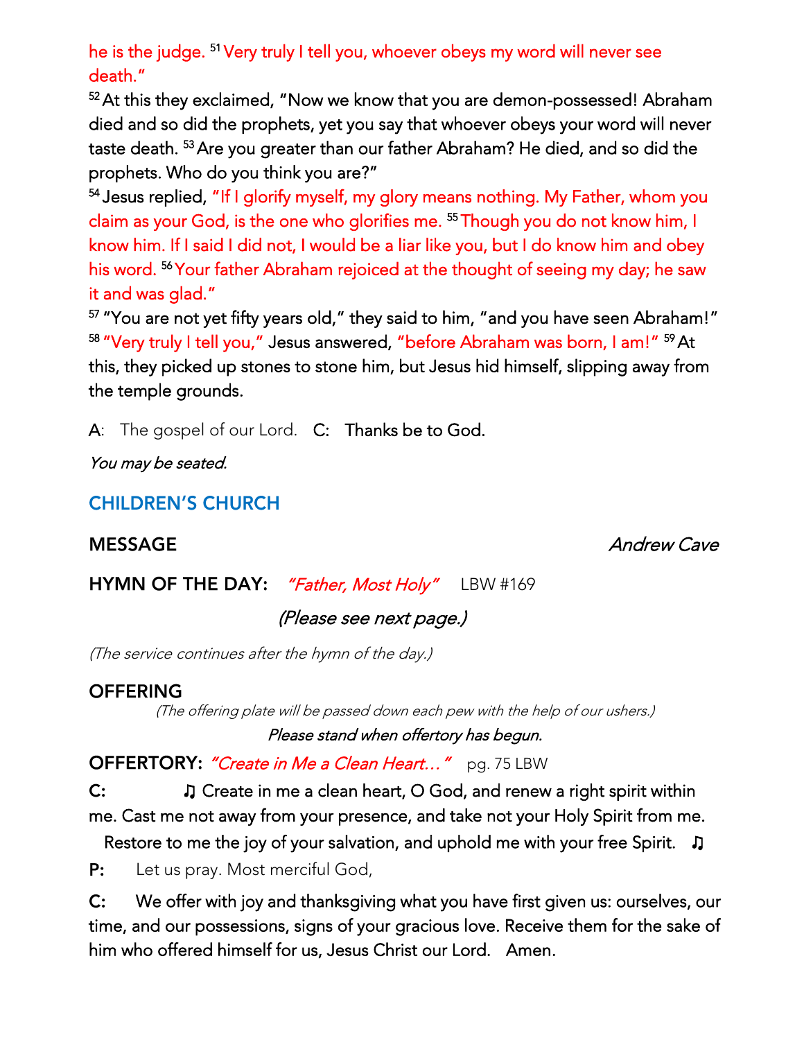he is the judge. [51] Very truly I tell you, whoever obeys my word will never see death."

[52] At this they exclaimed, "Now we know that you are demon-possessed! Abraham died and so did the prophets, yet you say that whoever obeys your word will never taste death. [53] Are you greater than our father Abraham? He died, and so did the prophets. Who do you think you are?"

[54] Jesus replied, "If I glorify myself, my glory means nothing. My Father, whom you claim as your God, is the one who glorifies me. [55] Though you do not know him, I know him. If I said I did not, I would be a liar like you, but I do know him and obey his word. [56] Your father Abraham rejoiced at the thought of seeing my day; he saw it and was glad."

[57] "You are not yet fifty years old," they said to him, "and you have seen Abraham!"

[58] "Very truly I tell you," Jesus answered, "before Abraham was born, I am!" [59] At this, they picked up stones to stone him, but Jesus hid himself, slipping away from the temple grounds.

A: The gospel of our Lord. **C: Thanks be to God.**

*You may be seated.*

## CHILDREN'S CHURCH

## MESSAGE *Andrew Cave*

**HYMN OF THE DAY:** *"Father, Most Holy"* LBW #169

*(Please see next page.)*

*(The service continues after the hymn of the day.)*

## OFFERING

*(The offering plate will be passed down each pew with the help of our ushers.)*

*Please stand when offertory has begun.*

**OFFERTORY:** *"Create in Me a Clean Heart…"* pg. 75 LBW

**C:** ♫ Create in me a clean heart, O God, and renew a right spirit within me. Cast me not away from your presence, and take not your Holy Spirit from me. Restore to me the joy of your salvation, and uphold me with your free Spirit. ♫

**P:** Let us pray. Most merciful God,

**C:** We offer with joy and thanksgiving what you have first given us: ourselves, our time, and our possessions, signs of your gracious love. Receive them for the sake of him who offered himself for us, Jesus Christ our Lord. Amen.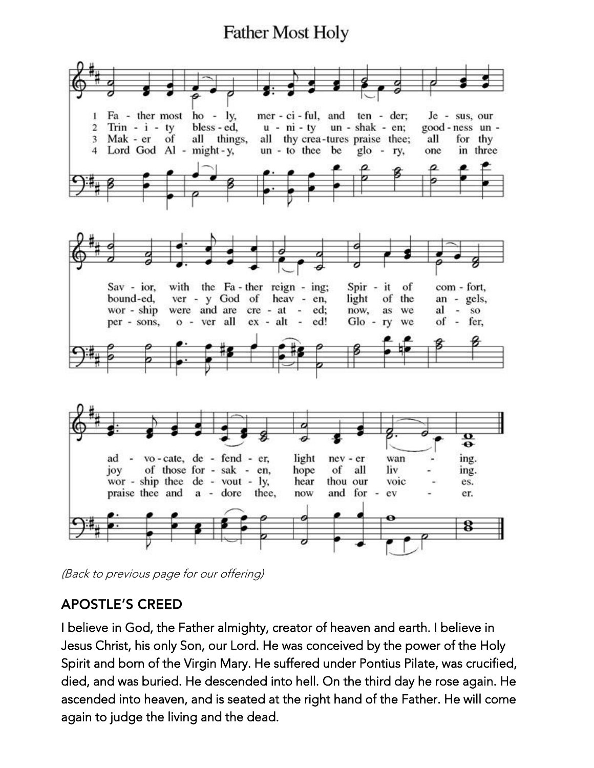# Father Most Holy

1 Fa - ther most ho - ly, mer - ci - ful, and ten - der; Je - sus, our Sav - ior, with the Fa - ther reign - ing; Spir - it of com - fort, ad - vo - cate, de - fend - er, light nev - er wan - ing.

2 Trin - i - ty bless - ed, u - ni - ty un - shak - en; good - ness un - bound-ed, ver - y God of heav - en, light of the an - gels, joy of those for - sak - en, hope of all liv - ing.

3 Mak - er of all things, all thy crea - tures praise thee; all for thy wor - ship were and are cre - at - ed; now, as we al - so wor - ship thee de - vout - ly, hear thou our voic - es.

4 Lord God Al - might - y, un - to thee be glo - ry, one in three per - sons, o - ver all ex - alt - ed! Glo - ry we of - fer, praise thee and a - dore thee, now and for - ev - er.

*(Back to previous page for our offering)*

## APOSTLE'S CREED

I believe in God, the Father almighty, creator of heaven and earth. I believe in Jesus Christ, his only Son, our Lord. He was conceived by the power of the Holy Spirit and born of the Virgin Mary. He suffered under Pontius Pilate, was crucified, died, and was buried. He descended into hell. On the third day he rose again. He ascended into heaven, and is seated at the right hand of the Father. He will come again to judge the living and the dead.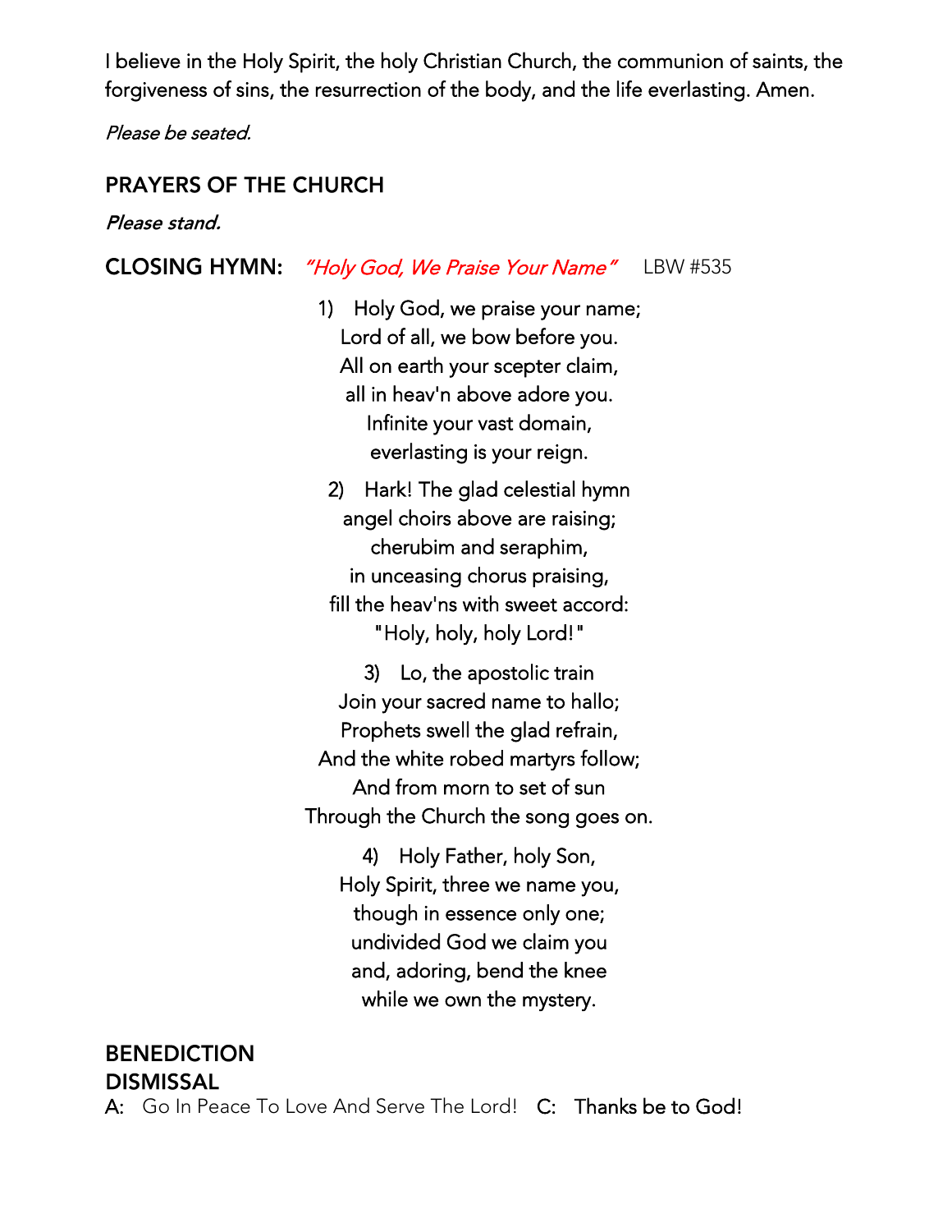I believe in the Holy Spirit, the holy Christian Church, the communion of saints, the forgiveness of sins, the resurrection of the body, and the life everlasting. Amen.

*Please be seated.*

## PRAYERS OF THE CHURCH

***Please stand.***

## CLOSING HYMN: *"Holy God, We Praise Your Name"* LBW #535

1) Holy God, we praise your name;  
Lord of all, we bow before you.  
All on earth your scepter claim,  
all in heav'n above adore you.  
Infinite your vast domain,  
everlasting is your reign.

2) Hark! The glad celestial hymn  
angel choirs above are raising;  
cherubim and seraphim,  
in unceasing chorus praising,  
fill the heav'ns with sweet accord:  
"Holy, holy, holy Lord!"

3) Lo, the apostolic train  
Join your sacred name to hallo;  
Prophets swell the glad refrain,  
And the white robed martyrs follow;  
And from morn to set of sun  
Through the Church the song goes on.

4) Holy Father, holy Son,  
Holy Spirit, three we name you,  
though in essence only one;  
undivided God we claim you  
and, adoring, bend the knee  
while we own the mystery.

## BENEDICTION

## DISMISSAL

A: Go In Peace To Love And Serve The Lord! C: **Thanks be to God!**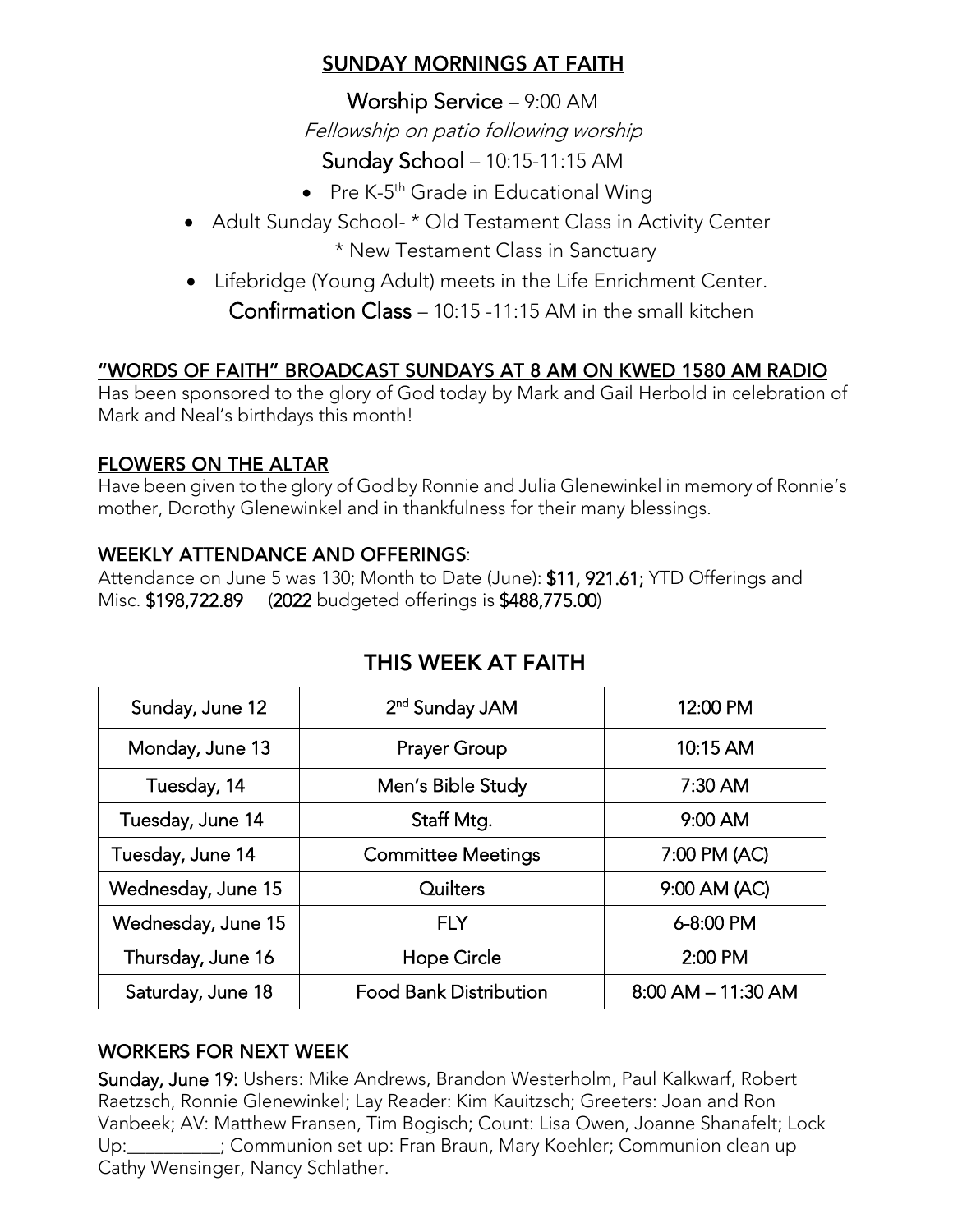## SUNDAY MORNINGS AT FAITH

**Worship Service** – 9:00 AM

*Fellowship on patio following worship*

**Sunday School** – 10:15-11:15 AM

- Pre K-5th Grade in Educational Wing
- Adult Sunday School- * Old Testament Class in Activity Center
  * New Testament Class in Sanctuary
- Lifebridge (Young Adult) meets in the Life Enrichment Center.

**Confirmation Class** – 10:15 -11:15 AM in the small kitchen

### "WORDS OF FAITH" BROADCAST SUNDAYS AT 8 AM ON KWED 1580 AM RADIO

Has been sponsored to the glory of God today by Mark and Gail Herbold in celebration of Mark and Neal's birthdays this month!

### FLOWERS ON THE ALTAR

Have been given to the glory of God by Ronnie and Julia Glenewinkel in memory of Ronnie's mother, Dorothy Glenewinkel and in thankfulness for their many blessings.

### WEEKLY ATTENDANCE AND OFFERINGS:

Attendance on June 5 was 130; Month to Date (June): **$11, 921.61;** YTD Offerings and Misc. **$198,722.89** (**2022** budgeted offerings is **$488,775.00**)

## THIS WEEK AT FAITH

| Day | Event | Time |
| --- | --- | --- |
| Sunday, June 12 | 2nd Sunday JAM | 12:00 PM |
| Monday, June 13 | Prayer Group | 10:15 AM |
| Tuesday, 14 | Men's Bible Study | 7:30 AM |
| Tuesday, June 14 | Staff Mtg. | 9:00 AM |
| Tuesday, June 14 | Committee Meetings | 7:00 PM (AC) |
| Wednesday, June 15 | Quilters | 9:00 AM (AC) |
| Wednesday, June 15 | FLY | 6-8:00 PM |
| Thursday, June 16 | Hope Circle | 2:00 PM |
| Saturday, June 18 | Food Bank Distribution | 8:00 AM – 11:30 AM |

### WORKERS FOR NEXT WEEK

**Sunday, June 19:** Ushers: Mike Andrews, Brandon Westerholm, Paul Kalkwarf, Robert Raetzsch, Ronnie Glenewinkel; Lay Reader: Kim Kauitzsch; Greeters: Joan and Ron Vanbeek; AV: Matthew Fransen, Tim Bogisch; Count: Lisa Owen, Joanne Shanafelt; Lock Up:__________; Communion set up: Fran Braun, Mary Koehler; Communion clean up Cathy Wensinger, Nancy Schlather.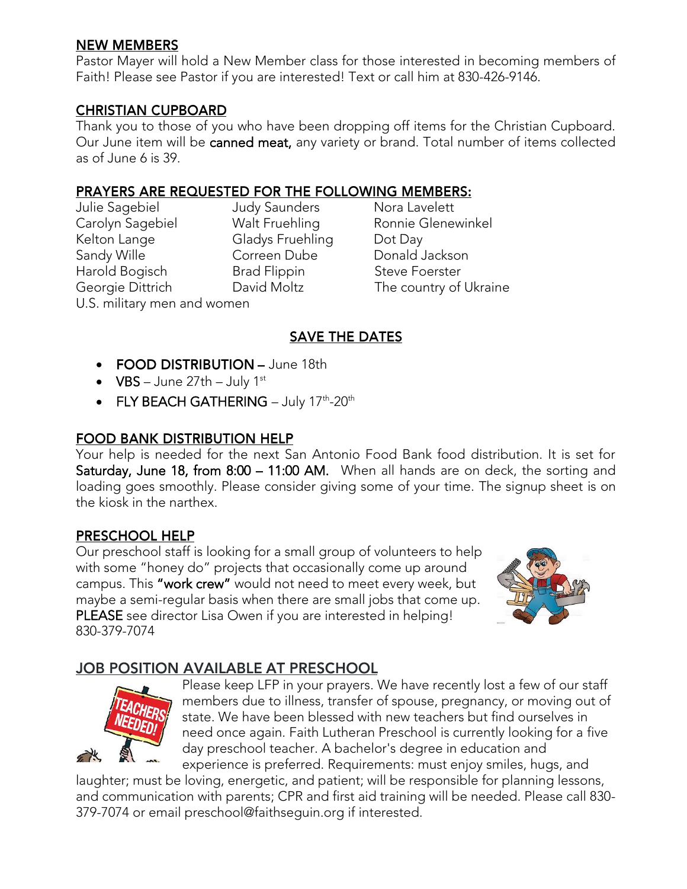## NEW MEMBERS

Pastor Mayer will hold a New Member class for those interested in becoming members of Faith! Please see Pastor if you are interested! Text or call him at 830-426-9146.

## CHRISTIAN CUPBOARD

Thank you to those of you who have been dropping off items for the Christian Cupboard. Our June item will be **canned meat,** any variety or brand. Total number of items collected as of June 6 is 39.

## PRAYERS ARE REQUESTED FOR THE FOLLOWING MEMBERS:

Julie Sagebiel
Carolyn Sagebiel
Kelton Lange
Sandy Wille
Harold Bogisch
Georgie Dittrich
Judy Saunders
Walt Fruehling
Gladys Fruehling
Correen Dube
Brad Flippin
David Moltz
Nora Lavelett
Ronnie Glenewinkel
Dot Day
Donald Jackson
Steve Foerster
The country of Ukraine
U.S. military men and women

## SAVE THE DATES

- **FOOD DISTRIBUTION –** June 18th
- **VBS** – June 27th – July 1st
- **FLY BEACH GATHERING** – July 17th-20th

## FOOD BANK DISTRIBUTION HELP

Your help is needed for the next San Antonio Food Bank food distribution. It is set for **Saturday, June 18, from 8:00 – 11:00 AM.** When all hands are on deck, the sorting and loading goes smoothly. Please consider giving some of your time. The signup sheet is on the kiosk in the narthex.

## PRESCHOOL HELP

Our preschool staff is looking for a small group of volunteers to help with some "honey do" projects that occasionally come up around campus. This **"work crew"** would not need to meet every week, but maybe a semi-regular basis when there are small jobs that come up. **PLEASE** see director Lisa Owen if you are interested in helping! 830-379-7074

## JOB POSITION AVAILABLE AT PRESCHOOL

Please keep LFP in your prayers. We have recently lost a few of our staff members due to illness, transfer of spouse, pregnancy, or moving out of state. We have been blessed with new teachers but find ourselves in need once again. Faith Lutheran Preschool is currently looking for a five day preschool teacher. A bachelor's degree in education and experience is preferred. Requirements: must enjoy smiles, hugs, and laughter; must be loving, energetic, and patient; will be responsible for planning lessons, and communication with parents; CPR and first aid training will be needed. Please call 830-379-7074 or email preschool@faithseguin.org if interested.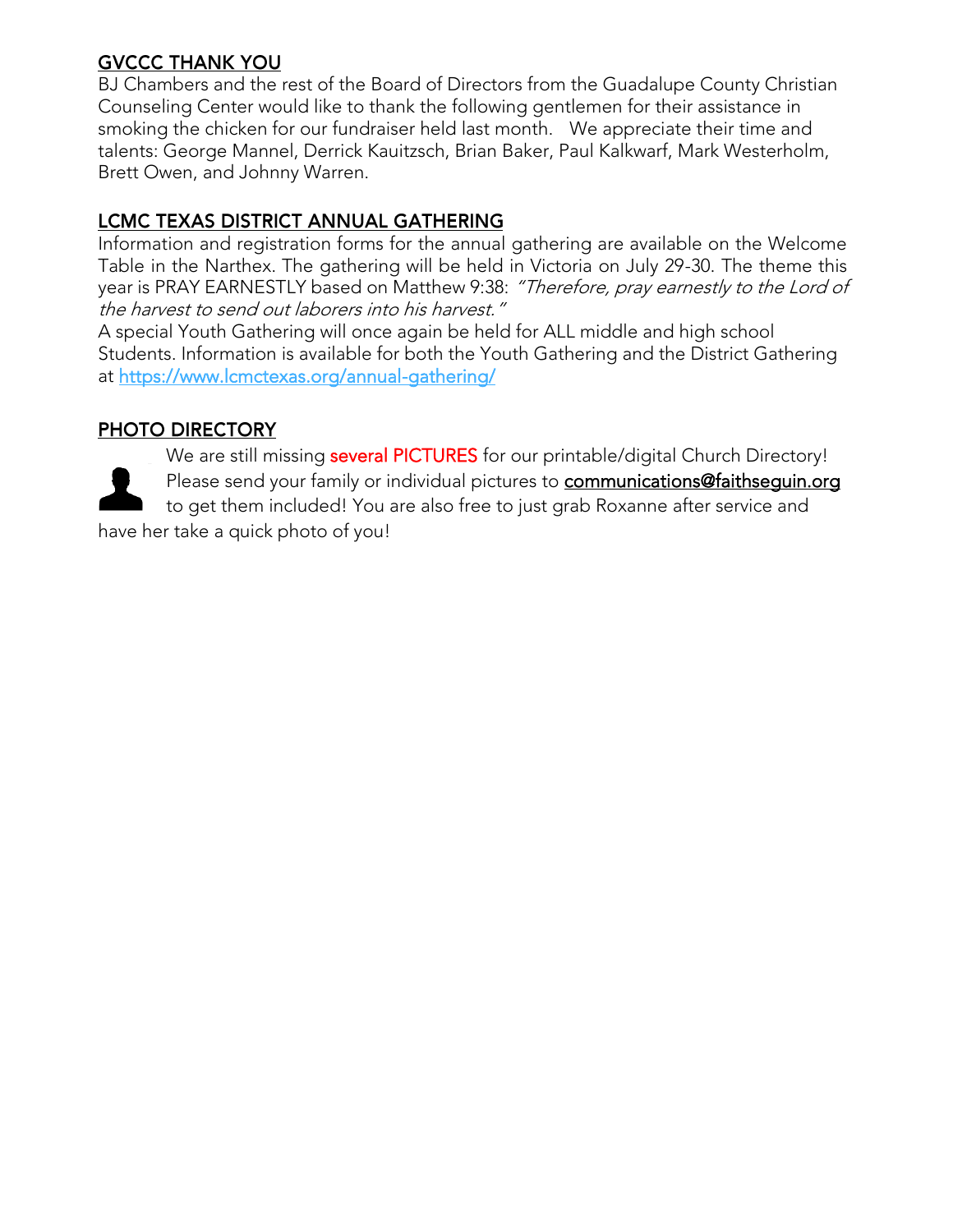## GVCCC THANK YOU

BJ Chambers and the rest of the Board of Directors from the Guadalupe County Christian Counseling Center would like to thank the following gentlemen for their assistance in smoking the chicken for our fundraiser held last month. We appreciate their time and talents: George Mannel, Derrick Kauitzsch, Brian Baker, Paul Kalkwarf, Mark Westerholm, Brett Owen, and Johnny Warren.

## LCMC TEXAS DISTRICT ANNUAL GATHERING

Information and registration forms for the annual gathering are available on the Welcome Table in the Narthex. The gathering will be held in Victoria on July 29-30. The theme this year is PRAY EARNESTLY based on Matthew 9:38: *"Therefore, pray earnestly to the Lord of the harvest to send out laborers into his harvest."*

A special Youth Gathering will once again be held for ALL middle and high school Students. Information is available for both the Youth Gathering and the District Gathering at https://www.lcmctexas.org/annual-gathering/

## PHOTO DIRECTORY

We are still missing several PICTURES for our printable/digital Church Directory! Please send your family or individual pictures to communications@faithseguin.org to get them included! You are also free to just grab Roxanne after service and have her take a quick photo of you!